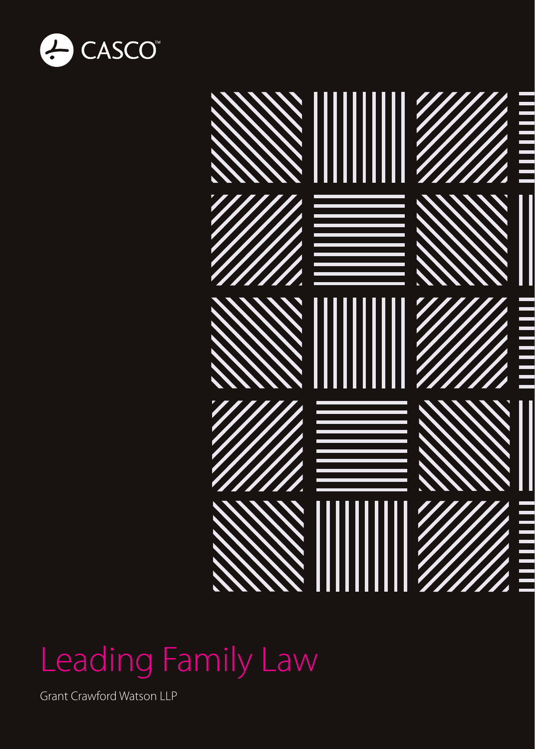CASCO™

# Leading Family Law

Grant Crawford Watson LLP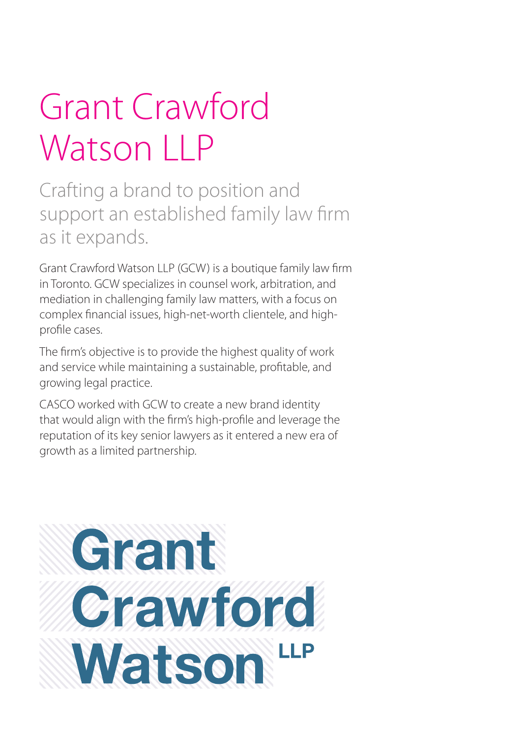# Grant Crawford Watson LLP

## Crafting a brand to position and support an established family law firm as it expands.

Grant Crawford Watson LLP (GCW) is a boutique family law firm in Toronto. GCW specializes in counsel work, arbitration, and mediation in challenging family law matters, with a focus on complex financial issues, high-net-worth clientele, and high-profile cases.

The firm's objective is to provide the highest quality of work and service while maintaining a sustainable, profitable, and growing legal practice.

CASCO worked with GCW to create a new brand identity that would align with the firm's high-profile and leverage the reputation of its key senior lawyers as it entered a new era of growth as a limited partnership.

**Grant Crawford Watson LLP**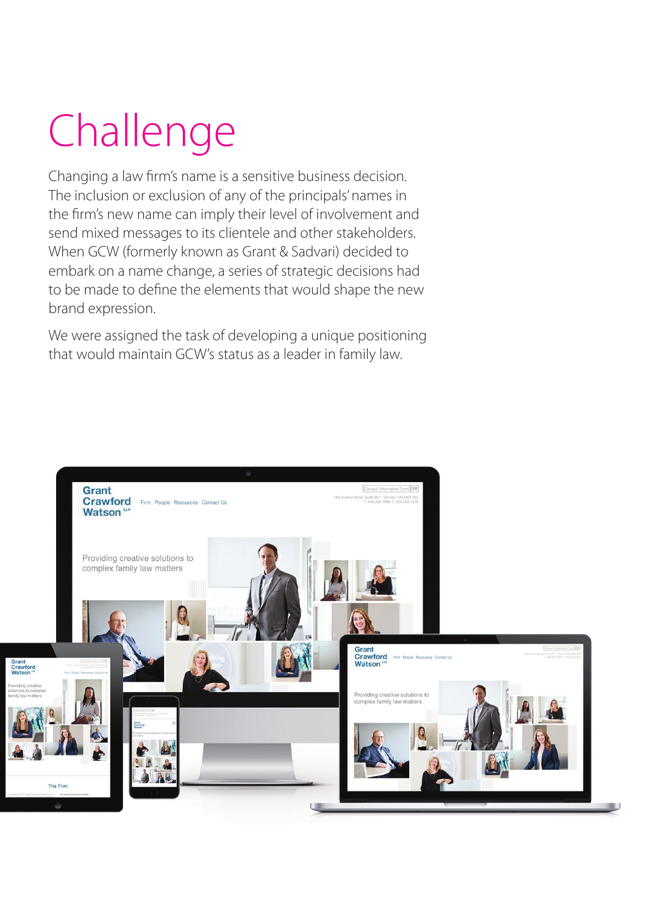# Challenge

Changing a law firm's name is a sensitive business decision. The inclusion or exclusion of any of the principals' names in the firm's new name can imply their level of involvement and send mixed messages to its clientele and other stakeholders. When GCW (formerly known as Grant & Sadvari) decided to embark on a name change, a series of strategic decisions had to be made to define the elements that would shape the new brand expression.

We were assigned the task of developing a unique positioning that would maintain GCW's status as a leader in family law.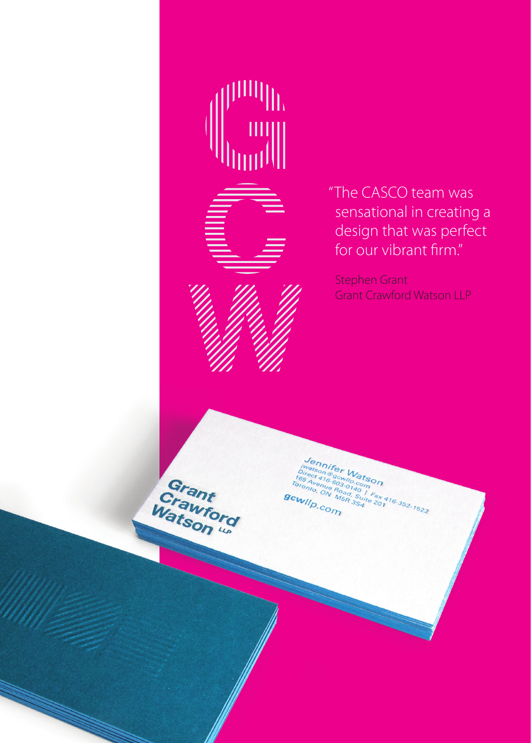"The CASCO team was sensational in creating a design that was perfect for our vibrant firm."

Stephen Grant
Grant Crawford Watson LLP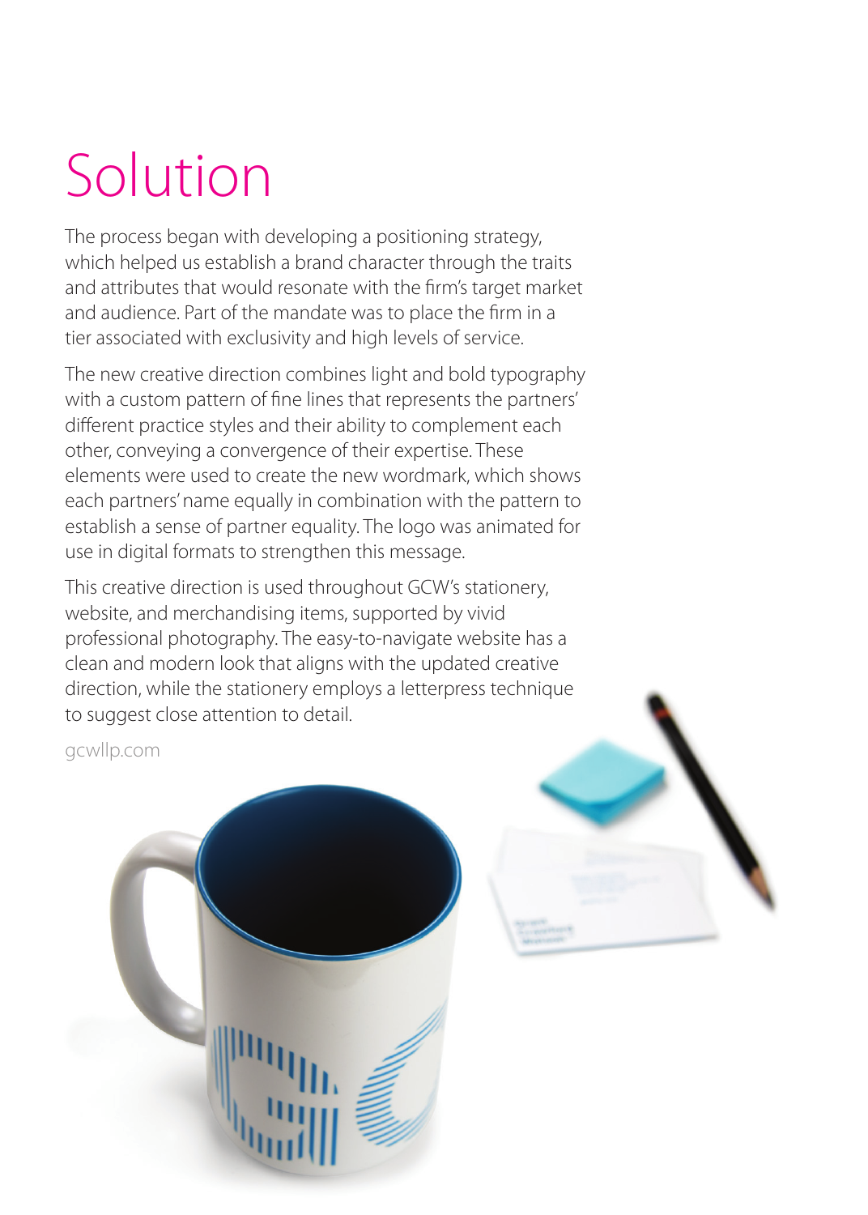# Solution

The process began with developing a positioning strategy, which helped us establish a brand character through the traits and attributes that would resonate with the firm's target market and audience. Part of the mandate was to place the firm in a tier associated with exclusivity and high levels of service.

The new creative direction combines light and bold typography with a custom pattern of fine lines that represents the partners' different practice styles and their ability to complement each other, conveying a convergence of their expertise. These elements were used to create the new wordmark, which shows each partners' name equally in combination with the pattern to establish a sense of partner equality. The logo was animated for use in digital formats to strengthen this message.

This creative direction is used throughout GCW's stationery, website, and merchandising items, supported by vivid professional photography. The easy-to-navigate website has a clean and modern look that aligns with the updated creative direction, while the stationery employs a letterpress technique to suggest close attention to detail.

gcwllp.com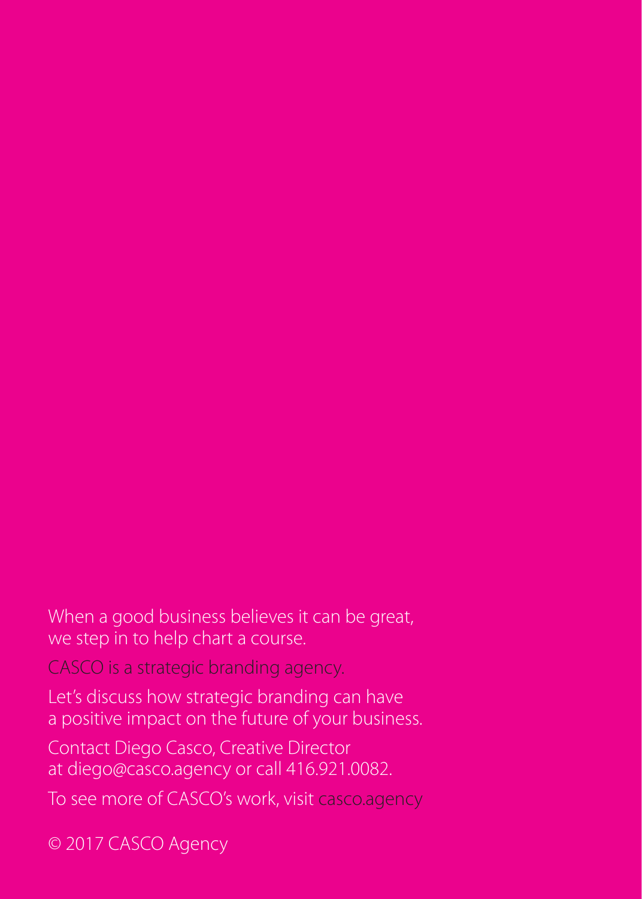When a good business believes it can be great, we step in to help chart a course.

CASCO is a strategic branding agency.

Let's discuss how strategic branding can have a positive impact on the future of your business.

Contact Diego Casco, Creative Director at diego@casco.agency or call 416.921.0082.

To see more of CASCO's work, visit casco.agency

© 2017 CASCO Agency